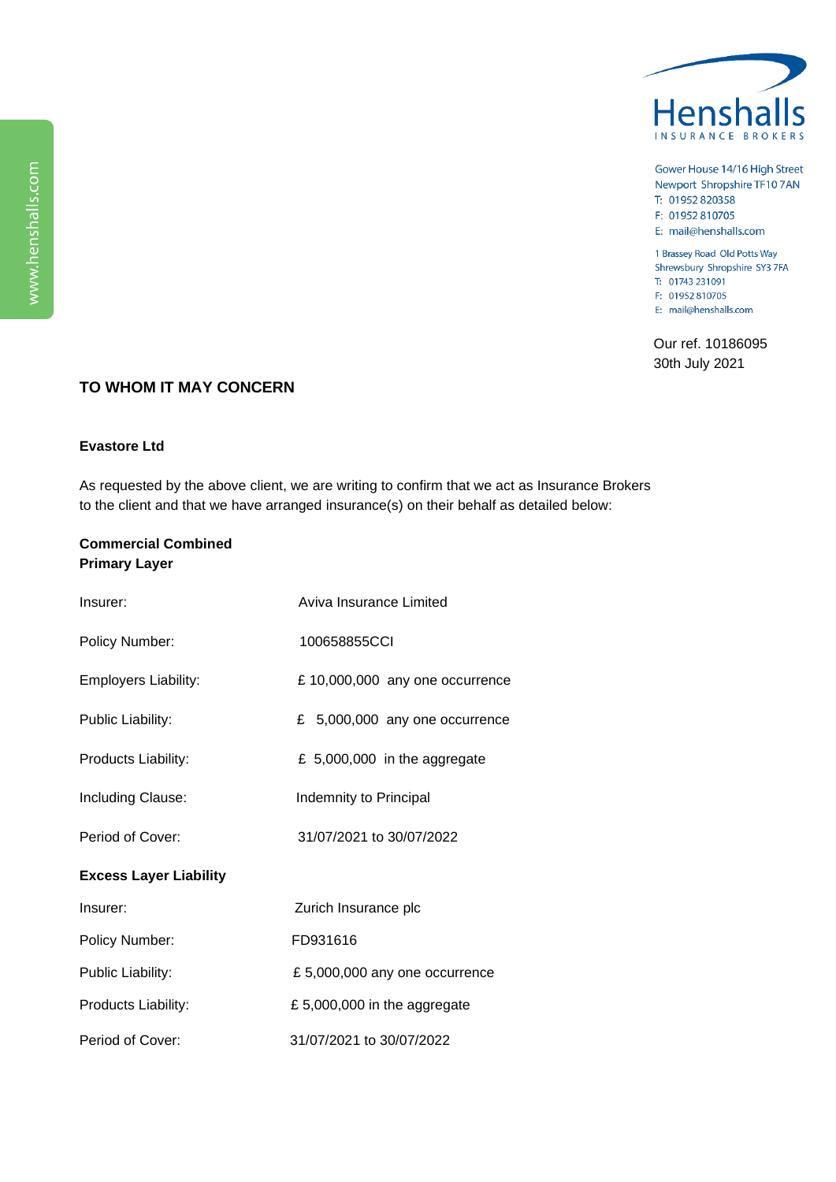Henshalls
INSURANCE BROKERS

Gower House 14/16 High Street
Newport Shropshire TF10 7AN
T: 01952 820358
F: 01952 810705
E: mail@henshalls.com

1 Brassey Road Old Potts Way
Shrewsbury Shropshire SY3 7FA
T: 01743 231091
F: 01952 810705
E: mail@henshalls.com

www.henshalls.com

Our ref. 10186095
30th July 2021

**TO WHOM IT MAY CONCERN**

**Evastore Ltd**

As requested by the above client, we are writing to confirm that we act as Insurance Brokers to the client and that we have arranged insurance(s) on their behalf as detailed below:

**Commercial Combined**
**Primary Layer**

| | |
|---|---|
| Insurer: | Aviva Insurance Limited |
| Policy Number: | 100658855CCI |
| Employers Liability: | £ 10,000,000 any one occurrence |
| Public Liability: | £ 5,000,000 any one occurrence |
| Products Liability: | £ 5,000,000 in the aggregate |
| Including Clause: | Indemnity to Principal |
| Period of Cover: | 31/07/2021 to 30/07/2022 |

**Excess Layer Liability**

| | |
|---|---|
| Insurer: | Zurich Insurance plc |
| Policy Number: | FD931616 |
| Public Liability: | £ 5,000,000 any one occurrence |
| Products Liability: | £ 5,000,000 in the aggregate |
| Period of Cover: | 31/07/2021 to 30/07/2022 |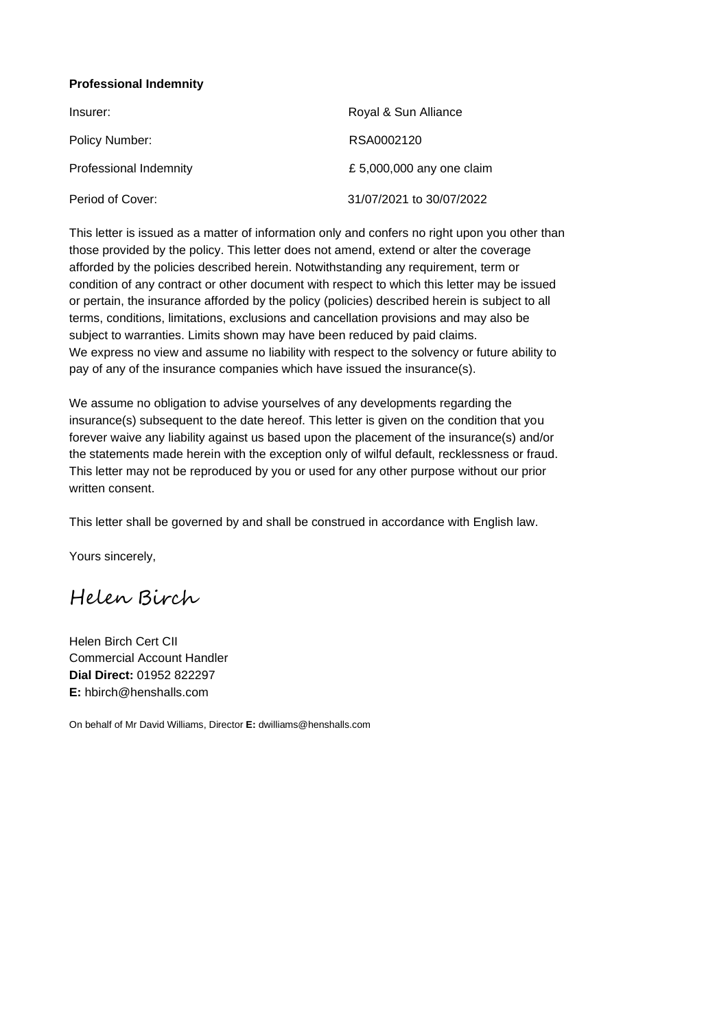**Professional Indemnity**

| | |
|---|---|
| Insurer: | Royal & Sun Alliance |
| Policy Number: | RSA0002120 |
| Professional Indemnity | £ 5,000,000 any one claim |
| Period of Cover: | 31/07/2021 to 30/07/2022 |

This letter is issued as a matter of information only and confers no right upon you other than those provided by the policy. This letter does not amend, extend or alter the coverage afforded by the policies described herein. Notwithstanding any requirement, term or condition of any contract or other document with respect to which this letter may be issued or pertain, the insurance afforded by the policy (policies) described herein is subject to all terms, conditions, limitations, exclusions and cancellation provisions and may also be subject to warranties. Limits shown may have been reduced by paid claims.
We express no view and assume no liability with respect to the solvency or future ability to pay of any of the insurance companies which have issued the insurance(s).

We assume no obligation to advise yourselves of any developments regarding the insurance(s) subsequent to the date hereof. This letter is given on the condition that you forever waive any liability against us based upon the placement of the insurance(s) and/or the statements made herein with the exception only of wilful default, recklessness or fraud. This letter may not be reproduced by you or used for any other purpose without our prior written consent.

This letter shall be governed by and shall be construed in accordance with English law.

Yours sincerely,

Helen Birch

Helen Birch Cert CII
Commercial Account Handler
**Dial Direct:** 01952 822297
**E:** hbirch@henshalls.com

On behalf of Mr David Williams, Director **E:** dwilliams@henshalls.com